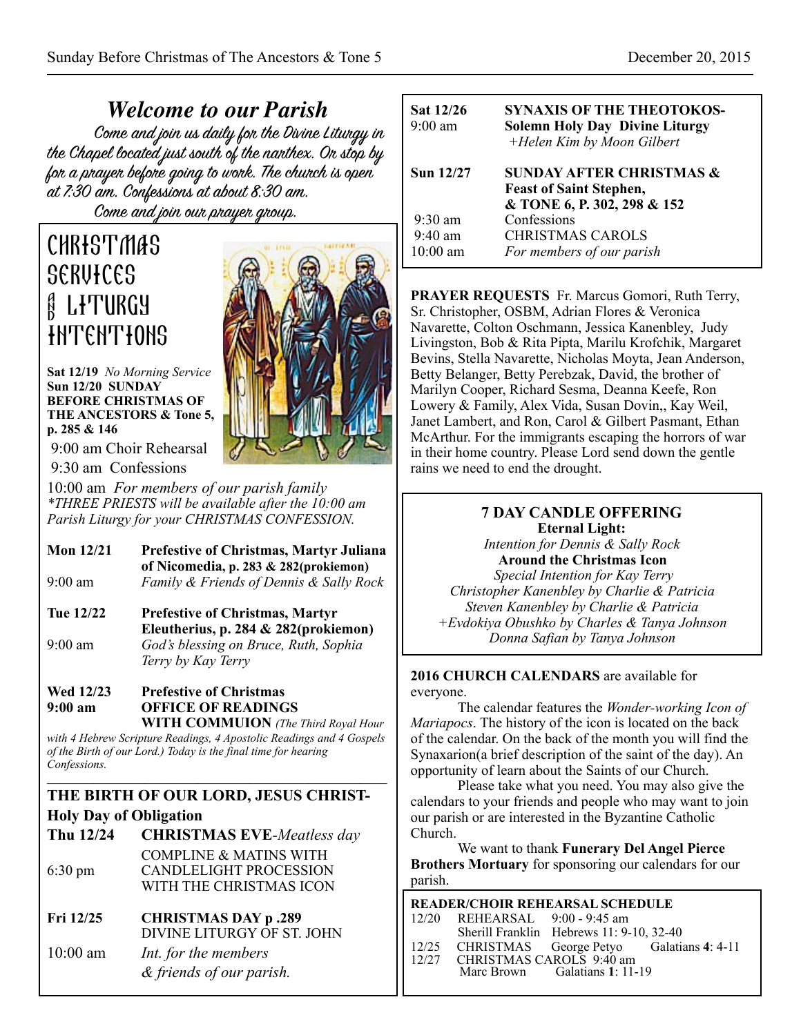# Welcome to our Parish

Come and join us daily for the Divine Liturgy in the Chapel located just south of the narthex. Or stop by for a prayer before going to work. The church is open at 7:30 am. Confessions at about 8:30 am.

Come and join our prayer group.

## CHRISTMAS SERVICES AND LITURGY INTENTIONS

**Sat 12/19** *No Morning Service*

**Sun 12/20 SUNDAY BEFORE CHRISTMAS OF THE ANCESTORS & Tone 5, p. 285 & 146**

9:00 am Choir Rehearsal

9:30 am Confessions

10:00 am *For members of our parish family*

*\*THREE PRIESTS will be available after the 10:00 am Parish Liturgy for your CHRISTMAS CONFESSION.*

**Mon 12/21** **Prefestive of Christmas, Martyr Juliana of Nicomedia, p. 283 & 282(prokiemon)**

9:00 am *Family & Friends of Dennis & Sally Rock*

**Tue 12/22** **Prefestive of Christmas, Martyr Eleutherius, p. 284 & 282(prokiemon)**

9:00 am *God's blessing on Bruce, Ruth, Sophia Terry by Kay Terry*

**Wed 12/23** **Prefestive of Christmas**

**9:00 am** **OFFICE OF READINGS WITH COMMUION** *(The Third Royal Hour with 4 Hebrew Scripture Readings, 4 Apostolic Readings and 4 Gospels of the Birth of our Lord.) Today is the final time for hearing Confessions.*

---

**THE BIRTH OF OUR LORD, JESUS CHRIST- Holy Day of Obligation**

**Thu 12/24** **CHRISTMAS EVE**-*Meatless day*

6:30 pm COMPLINE & MATINS WITH CANDLELIGHT PROCESSION WITH THE CHRISTMAS ICON

**Fri 12/25** **CHRISTMAS DAY p .289** DIVINE LITURGY OF ST. JOHN

10:00 am *Int. for the members & friends of our parish.*

**Sat 12/26** **SYNAXIS OF THE THEOTOKOS- Solemn Holy Day Divine Liturgy**

9:00 am *+Helen Kim by Moon Gilbert*

**Sun 12/27** **SUNDAY AFTER CHRISTMAS & Feast of Saint Stephen, & TONE 6, P. 302, 298 & 152**

9:30 am Confessions

9:40 am CHRISTMAS CAROLS

10:00 am *For members of our parish*

**PRAYER REQUESTS** Fr. Marcus Gomori, Ruth Terry, Sr. Christopher, OSBM, Adrian Flores & Veronica Navarette, Colton Oschmann, Jessica Kanenbley, Judy Livingston, Bob & Rita Pipta, Marilu Krofchik, Margaret Bevins, Stella Navarette, Nicholas Moyta, Jean Anderson, Betty Belanger, Betty Perebzak, David, the brother of Marilyn Cooper, Richard Sesma, Deanna Keefe, Ron Lowery & Family, Alex Vida, Susan Dovin,, Kay Weil, Janet Lambert, and Ron, Carol & Gilbert Pasmant, Ethan McArthur. For the immigrants escaping the horrors of war in their home country. Please Lord send down the gentle rains we need to end the drought.

### 7 DAY CANDLE OFFERING

**Eternal Light:**

*Intention for Dennis & Sally Rock*

**Around the Christmas Icon**

*Special Intention for Kay Terry*

*Christopher Kanenbley by Charlie & Patricia*

*Steven Kanenbley by Charlie & Patricia*

*+Evdokiya Obushko by Charles & Tanya Johnson*

*Donna Safian by Tanya Johnson*

**2016 CHURCH CALENDARS** are available for everyone.

The calendar features the *Wonder-working Icon of Mariapocs*. The history of the icon is located on the back of the calendar. On the back of the month you will find the Synaxarion(a brief description of the saint of the day). An opportunity of learn about the Saints of our Church.

Please take what you need. You may also give the calendars to your friends and people who may want to join our parish or are interested in the Byzantine Catholic Church.

We want to thank **Funerary Del Angel Pierce Brothers Mortuary** for sponsoring our calendars for our parish.

**READER/CHOIR REHEARSAL SCHEDULE**

| | | | |
|---|---|---|---|
| 12/20 | REHEARSAL | 9:00 - 9:45 am | |
| | Sherill Franklin | Hebrews 11: 9-10, 32-40 | |
| 12/25 | CHRISTMAS | George Petyo | Galatians **4**: 4-11 |
| 12/27 | CHRISTMAS CAROLS 9:40 am | | |
| | Marc Brown | Galatians **1**: 11-19 | |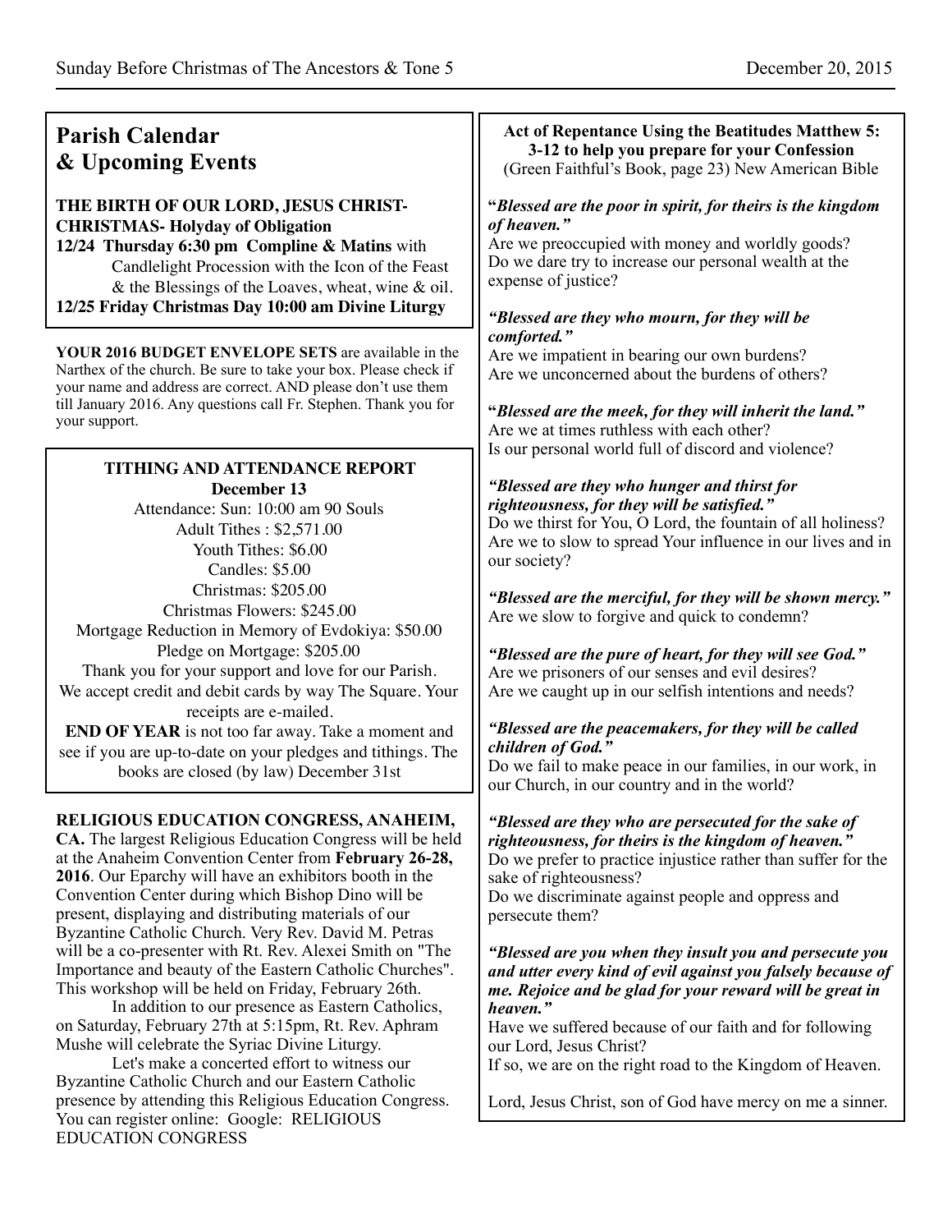## Parish Calendar & Upcoming Events

**THE BIRTH OF OUR LORD, JESUS CHRIST- CHRISTMAS- Holyday of Obligation**

**12/24 Thursday 6:30 pm Compline & Matins** with Candlelight Procession with the Icon of the Feast & the Blessings of the Loaves, wheat, wine & oil.

**12/25 Friday Christmas Day 10:00 am Divine Liturgy**

**YOUR 2016 BUDGET ENVELOPE SETS** are available in the Narthex of the church. Be sure to take your box. Please check if your name and address are correct. AND please don't use them till January 2016. Any questions call Fr. Stephen. Thank you for your support.

**TITHING AND ATTENDANCE REPORT**
**December 13**

Attendance: Sun: 10:00 am 90 Souls
Adult Tithes : $2,571.00
Youth Tithes: $6.00
Candles: $5.00
Christmas: $205.00
Christmas Flowers: $245.00
Mortgage Reduction in Memory of Evdokiya: $50.00
Pledge on Mortgage: $205.00

Thank you for your support and love for our Parish. We accept credit and debit cards by way The Square. Your receipts are e-mailed.

**END OF YEAR** is not too far away. Take a moment and see if you are up-to-date on your pledges and tithings. The books are closed (by law) December 31st

**RELIGIOUS EDUCATION CONGRESS, ANAHEIM, CA.** The largest Religious Education Congress will be held at the Anaheim Convention Center from **February 26-28, 2016**. Our Eparchy will have an exhibitors booth in the Convention Center during which Bishop Dino will be present, displaying and distributing materials of our Byzantine Catholic Church. Very Rev. David M. Petras will be a co-presenter with Rt. Rev. Alexei Smith on "The Importance and beauty of the Eastern Catholic Churches". This workshop will be held on Friday, February 26th.

In addition to our presence as Eastern Catholics, on Saturday, February 27th at 5:15pm, Rt. Rev. Aphram Mushe will celebrate the Syriac Divine Liturgy.

Let's make a concerted effort to witness our Byzantine Catholic Church and our Eastern Catholic presence by attending this Religious Education Congress. You can register online: Google: RELIGIOUS EDUCATION CONGRESS

**Act of Repentance Using the Beatitudes Matthew 5: 3-12 to help you prepare for your Confession**
(Green Faithful's Book, page 23) New American Bible

***"Blessed are the poor in spirit, for theirs is the kingdom of heaven."***
Are we preoccupied with money and worldly goods?
Do we dare try to increase our personal wealth at the expense of justice?

***"Blessed are they who mourn, for they will be comforted."***
Are we impatient in bearing our own burdens?
Are we unconcerned about the burdens of others?

***"Blessed are the meek, for they will inherit the land."***
Are we at times ruthless with each other?
Is our personal world full of discord and violence?

***"Blessed are they who hunger and thirst for righteousness, for they will be satisfied."***
Do we thirst for You, O Lord, the fountain of all holiness?
Are we to slow to spread Your influence in our lives and in our society?

***"Blessed are the merciful, for they will be shown mercy."***
Are we slow to forgive and quick to condemn?

***"Blessed are the pure of heart, for they will see God."***
Are we prisoners of our senses and evil desires?
Are we caught up in our selfish intentions and needs?

***"Blessed are the peacemakers, for they will be called children of God."***
Do we fail to make peace in our families, in our work, in our Church, in our country and in the world?

***"Blessed are they who are persecuted for the sake of righteousness, for theirs is the kingdom of heaven."***
Do we prefer to practice injustice rather than suffer for the sake of righteousness?
Do we discriminate against people and oppress and persecute them?

***"Blessed are you when they insult you and persecute you and utter every kind of evil against you falsely because of me. Rejoice and be glad for your reward will be great in heaven."***
Have we suffered because of our faith and for following our Lord, Jesus Christ?
If so, we are on the right road to the Kingdom of Heaven.

Lord, Jesus Christ, son of God have mercy on me a sinner.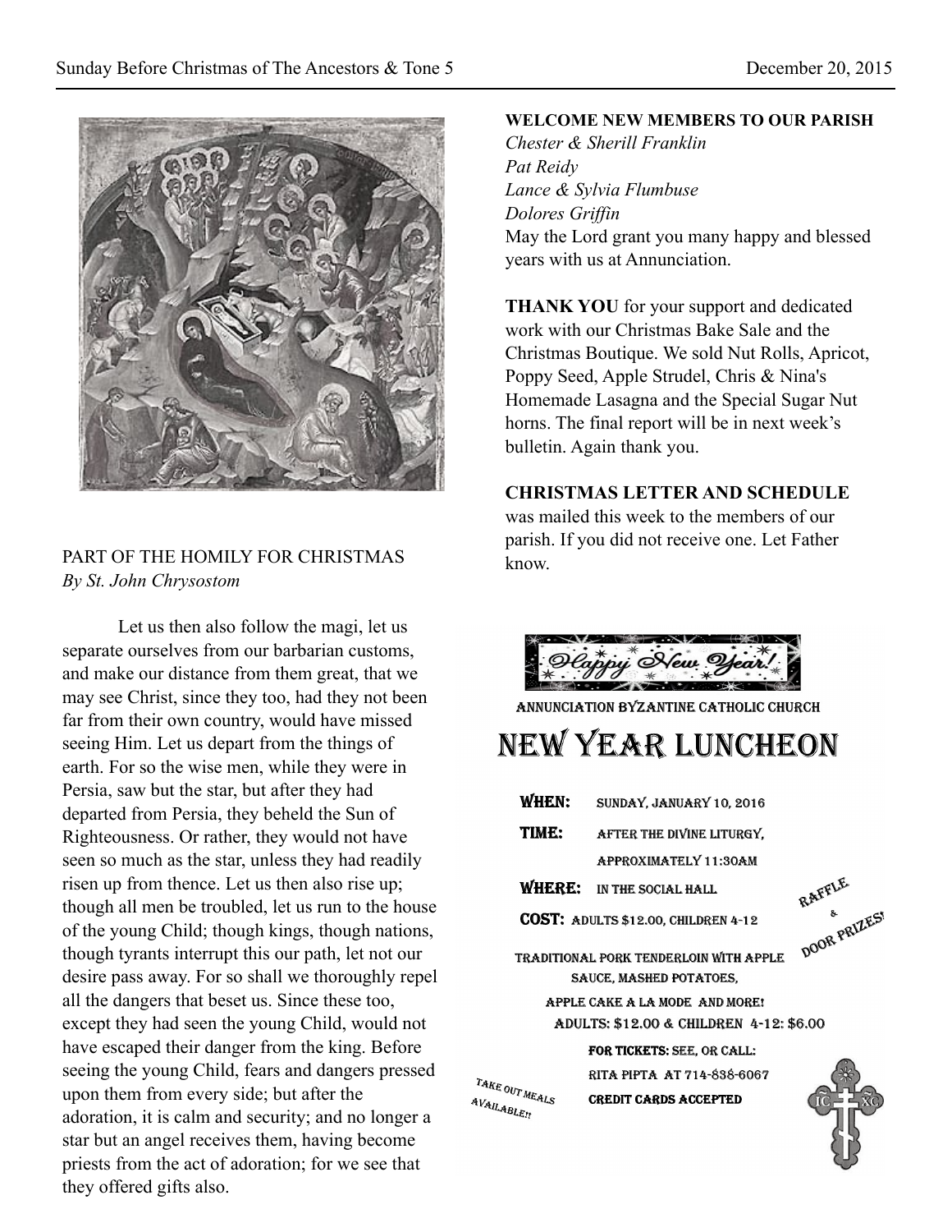PART OF THE HOMILY FOR CHRISTMAS
*By St. John Chrysostom*

Let us then also follow the magi, let us separate ourselves from our barbarian customs, and make our distance from them great, that we may see Christ, since they too, had they not been far from their own country, would have missed seeing Him. Let us depart from the things of earth. For so the wise men, while they were in Persia, saw but the star, but after they had departed from Persia, they beheld the Sun of Righteousness. Or rather, they would not have seen so much as the star, unless they had readily risen up from thence. Let us then also rise up; though all men be troubled, let us run to the house of the young Child; though kings, though nations, though tyrants interrupt this our path, let not our desire pass away. For so shall we thoroughly repel all the dangers that beset us. Since these too, except they had seen the young Child, would not have escaped their danger from the king. Before seeing the young Child, fears and dangers pressed upon them from every side; but after the adoration, it is calm and security; and no longer a star but an angel receives them, having become priests from the act of adoration; for we see that they offered gifts also.

**WELCOME NEW MEMBERS TO OUR PARISH**
*Chester & Sherill Franklin*
*Pat Reidy*
*Lance & Sylvia Flumbuse*
*Dolores Griffin*
May the Lord grant you many happy and blessed years with us at Annunciation.

**THANK YOU** for your support and dedicated work with our Christmas Bake Sale and the Christmas Boutique. We sold Nut Rolls, Apricot, Poppy Seed, Apple Strudel, Chris & Nina's Homemade Lasagna and the Special Sugar Nut horns. The final report will be in next week's bulletin. Again thank you.

**CHRISTMAS LETTER AND SCHEDULE** was mailed this week to the members of our parish. If you did not receive one. Let Father know.

Happy New Year!

ANNUNCIATION BYZANTINE CATHOLIC CHURCH

## NEW YEAR LUNCHEON

**WHEN:** SUNDAY, JANUARY 10, 2016

**TIME:** AFTER THE DIVINE LITURGY, APPROXIMATELY 11:30AM

**WHERE:** IN THE SOCIAL HALL

**COST:** ADULTS $12.00, CHILDREN 4-12

RAFFLE & DOOR PRIZES!

TRADITIONAL PORK TENDERLOIN WITH APPLE SAUCE, MASHED POTATOES, APPLE CAKE A LA MODE AND MORE!

ADULTS: $12.00 & CHILDREN 4-12: $6.00

**FOR TICKETS:** SEE, OR CALL: RITA PIPTA AT 714-838-6067

**CREDIT CARDS ACCEPTED**

TAKE OUT MEALS AVAILABLE!!